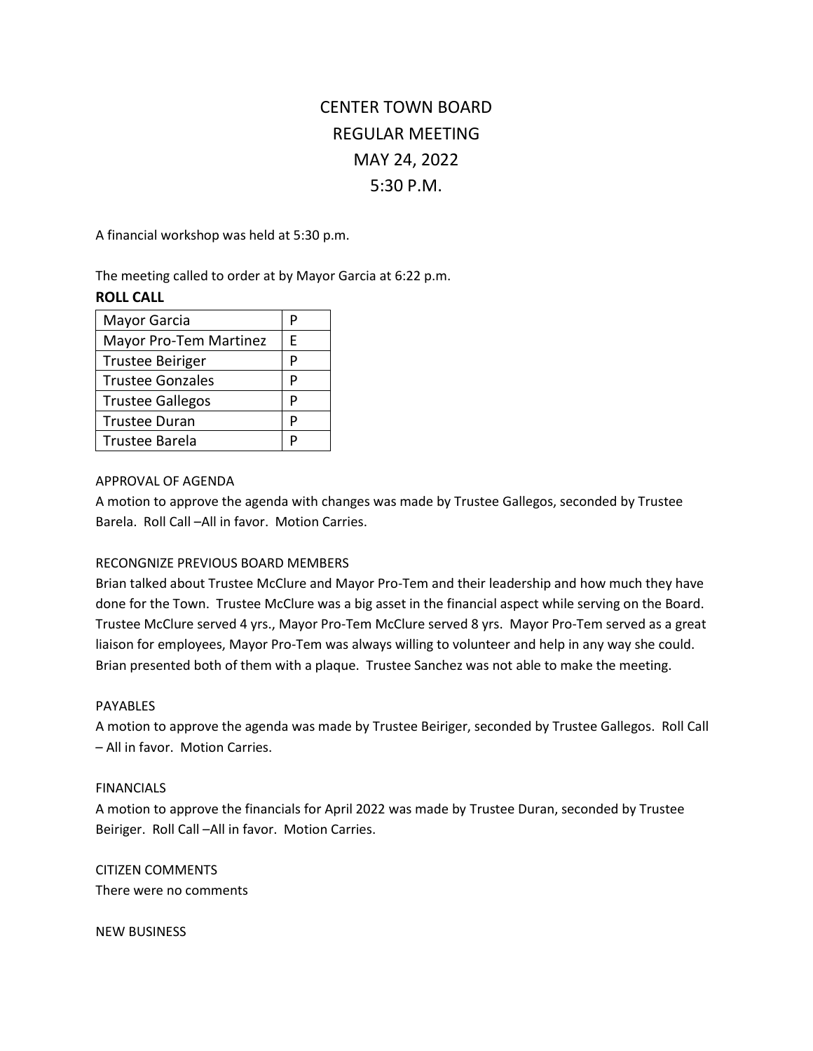# CENTER TOWN BOARD
# REGULAR MEETING
# MAY 24, 2022
# 5:30 P.M.

A financial workshop was held at 5:30 p.m.

The meeting called to order at by Mayor Garcia at 6:22 p.m.

**ROLL CALL**

| Mayor Garcia | P |
|---|---|
| Mayor Pro-Tem Martinez | E |
| Trustee Beiriger | P |
| Trustee Gonzales | P |
| Trustee Gallegos | P |
| Trustee Duran | P |
| Trustee Barela | P |

APPROVAL OF AGENDA

A motion to approve the agenda with changes was made by Trustee Gallegos, seconded by Trustee Barela. Roll Call –All in favor. Motion Carries.

RECONGNIZE PREVIOUS BOARD MEMBERS

Brian talked about Trustee McClure and Mayor Pro-Tem and their leadership and how much they have done for the Town. Trustee McClure was a big asset in the financial aspect while serving on the Board. Trustee McClure served 4 yrs., Mayor Pro-Tem McClure served 8 yrs. Mayor Pro-Tem served as a great liaison for employees, Mayor Pro-Tem was always willing to volunteer and help in any way she could. Brian presented both of them with a plaque. Trustee Sanchez was not able to make the meeting.

PAYABLES

A motion to approve the agenda was made by Trustee Beiriger, seconded by Trustee Gallegos. Roll Call – All in favor. Motion Carries.

FINANCIALS

A motion to approve the financials for April 2022 was made by Trustee Duran, seconded by Trustee Beiriger. Roll Call –All in favor. Motion Carries.

CITIZEN COMMENTS

There were no comments

NEW BUSINESS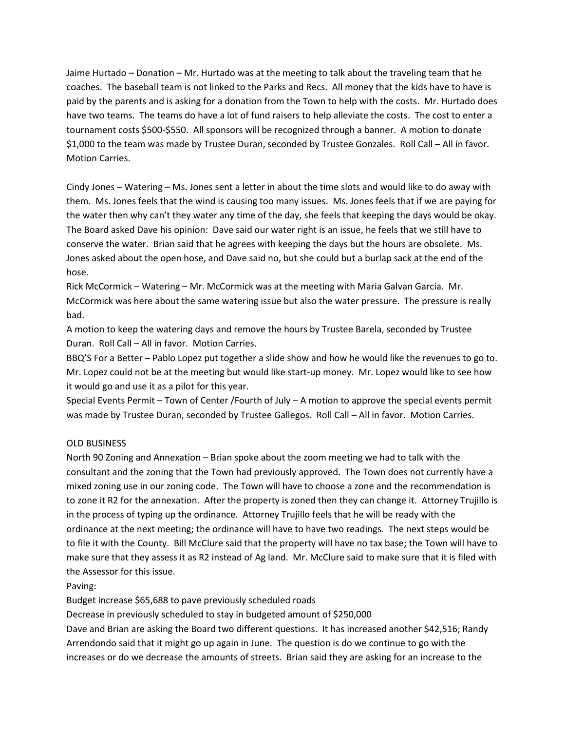Jaime Hurtado – Donation – Mr. Hurtado was at the meeting to talk about the traveling team that he coaches. The baseball team is not linked to the Parks and Recs. All money that the kids have to have is paid by the parents and is asking for a donation from the Town to help with the costs. Mr. Hurtado does have two teams. The teams do have a lot of fund raisers to help alleviate the costs. The cost to enter a tournament costs $500-$550. All sponsors will be recognized through a banner. A motion to donate $1,000 to the team was made by Trustee Duran, seconded by Trustee Gonzales. Roll Call – All in favor. Motion Carries.

Cindy Jones – Watering – Ms. Jones sent a letter in about the time slots and would like to do away with them. Ms. Jones feels that the wind is causing too many issues. Ms. Jones feels that if we are paying for the water then why can't they water any time of the day, she feels that keeping the days would be okay. The Board asked Dave his opinion: Dave said our water right is an issue, he feels that we still have to conserve the water. Brian said that he agrees with keeping the days but the hours are obsolete. Ms. Jones asked about the open hose, and Dave said no, but she could but a burlap sack at the end of the hose.

Rick McCormick – Watering – Mr. McCormick was at the meeting with Maria Galvan Garcia. Mr. McCormick was here about the same watering issue but also the water pressure. The pressure is really bad.

A motion to keep the watering days and remove the hours by Trustee Barela, seconded by Trustee Duran. Roll Call – All in favor. Motion Carries.

BBQ'S For a Better – Pablo Lopez put together a slide show and how he would like the revenues to go to. Mr. Lopez could not be at the meeting but would like start-up money. Mr. Lopez would like to see how it would go and use it as a pilot for this year.

Special Events Permit – Town of Center /Fourth of July – A motion to approve the special events permit was made by Trustee Duran, seconded by Trustee Gallegos. Roll Call – All in favor. Motion Carries.

OLD BUSINESS

North 90 Zoning and Annexation – Brian spoke about the zoom meeting we had to talk with the consultant and the zoning that the Town had previously approved. The Town does not currently have a mixed zoning use in our zoning code. The Town will have to choose a zone and the recommendation is to zone it R2 for the annexation. After the property is zoned then they can change it. Attorney Trujillo is in the process of typing up the ordinance. Attorney Trujillo feels that he will be ready with the ordinance at the next meeting; the ordinance will have to have two readings. The next steps would be to file it with the County. Bill McClure said that the property will have no tax base; the Town will have to make sure that they assess it as R2 instead of Ag land. Mr. McClure said to make sure that it is filed with the Assessor for this issue.

Paving:

Budget increase $65,688 to pave previously scheduled roads

Decrease in previously scheduled to stay in budgeted amount of $250,000

Dave and Brian are asking the Board two different questions. It has increased another $42,516; Randy Arrendondo said that it might go up again in June. The question is do we continue to go with the increases or do we decrease the amounts of streets. Brian said they are asking for an increase to the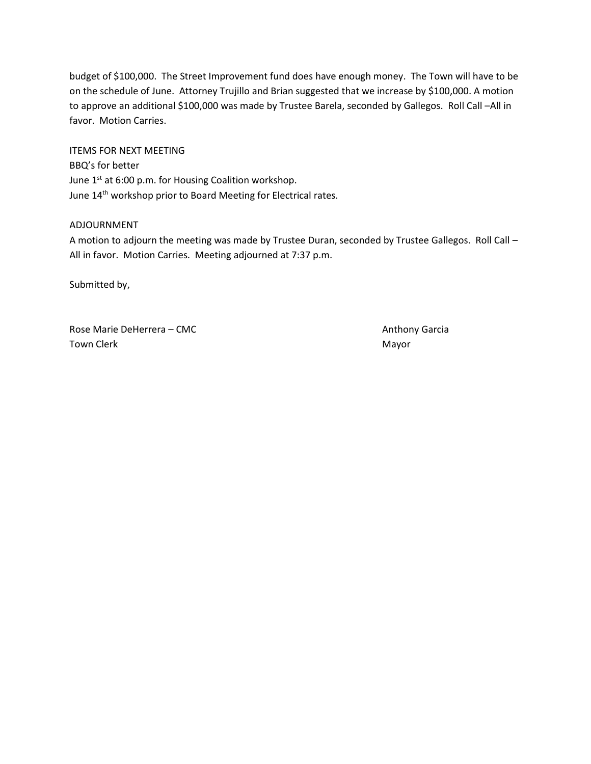budget of $100,000. The Street Improvement fund does have enough money. The Town will have to be on the schedule of June. Attorney Trujillo and Brian suggested that we increase by $100,000. A motion to approve an additional $100,000 was made by Trustee Barela, seconded by Gallegos. Roll Call –All in favor. Motion Carries.

ITEMS FOR NEXT MEETING
BBQ's for better
June 1st at 6:00 p.m. for Housing Coalition workshop.
June 14th workshop prior to Board Meeting for Electrical rates.

ADJOURNMENT
A motion to adjourn the meeting was made by Trustee Duran, seconded by Trustee Gallegos. Roll Call – All in favor. Motion Carries. Meeting adjourned at 7:37 p.m.

Submitted by,

Rose Marie DeHerrera – CMC
Town Clerk

Anthony Garcia
Mayor